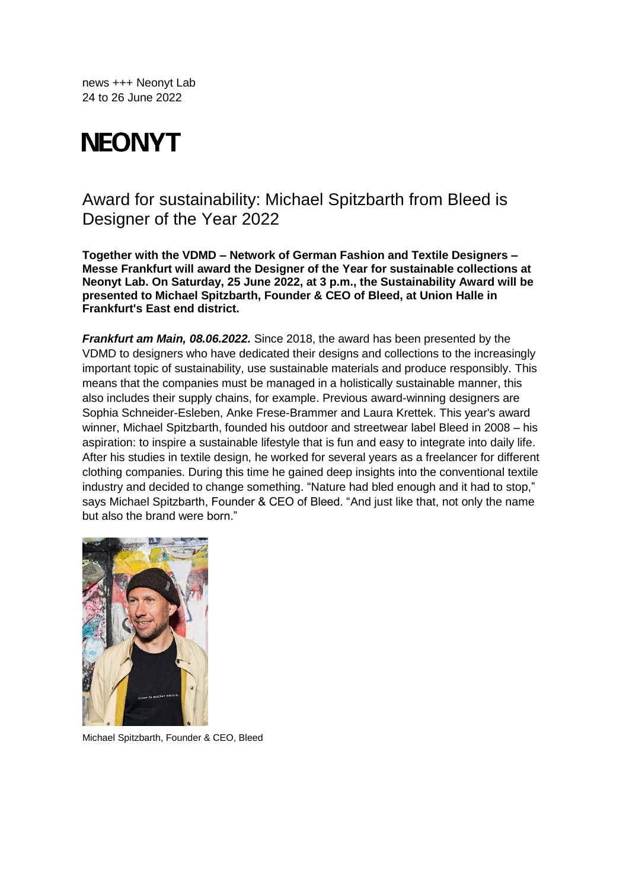news +++ Neonyt Lab
24 to 26 June 2022

# NEONYT

## Award for sustainability: Michael Spitzbarth from Bleed is Designer of the Year 2022

**Together with the VDMD – Network of German Fashion and Textile Designers – Messe Frankfurt will award the Designer of the Year for sustainable collections at Neonyt Lab. On Saturday, 25 June 2022, at 3 p.m., the Sustainability Award will be presented to Michael Spitzbarth, Founder & CEO of Bleed, at Union Halle in Frankfurt's East end district.**

***Frankfurt am Main, 08.06.2022.*** Since 2018, the award has been presented by the VDMD to designers who have dedicated their designs and collections to the increasingly important topic of sustainability, use sustainable materials and produce responsibly. This means that the companies must be managed in a holistically sustainable manner, this also includes their supply chains, for example. Previous award-winning designers are Sophia Schneider-Esleben, Anke Frese-Brammer and Laura Krettek. This year's award winner, Michael Spitzbarth, founded his outdoor and streetwear label Bleed in 2008 – his aspiration: to inspire a sustainable lifestyle that is fun and easy to integrate into daily life. After his studies in textile design, he worked for several years as a freelancer for different clothing companies. During this time he gained deep insights into the conventional textile industry and decided to change something. "Nature had bled enough and it had to stop," says Michael Spitzbarth, Founder & CEO of Bleed. "And just like that, not only the name but also the brand were born."

Michael Spitzbarth, Founder & CEO, Bleed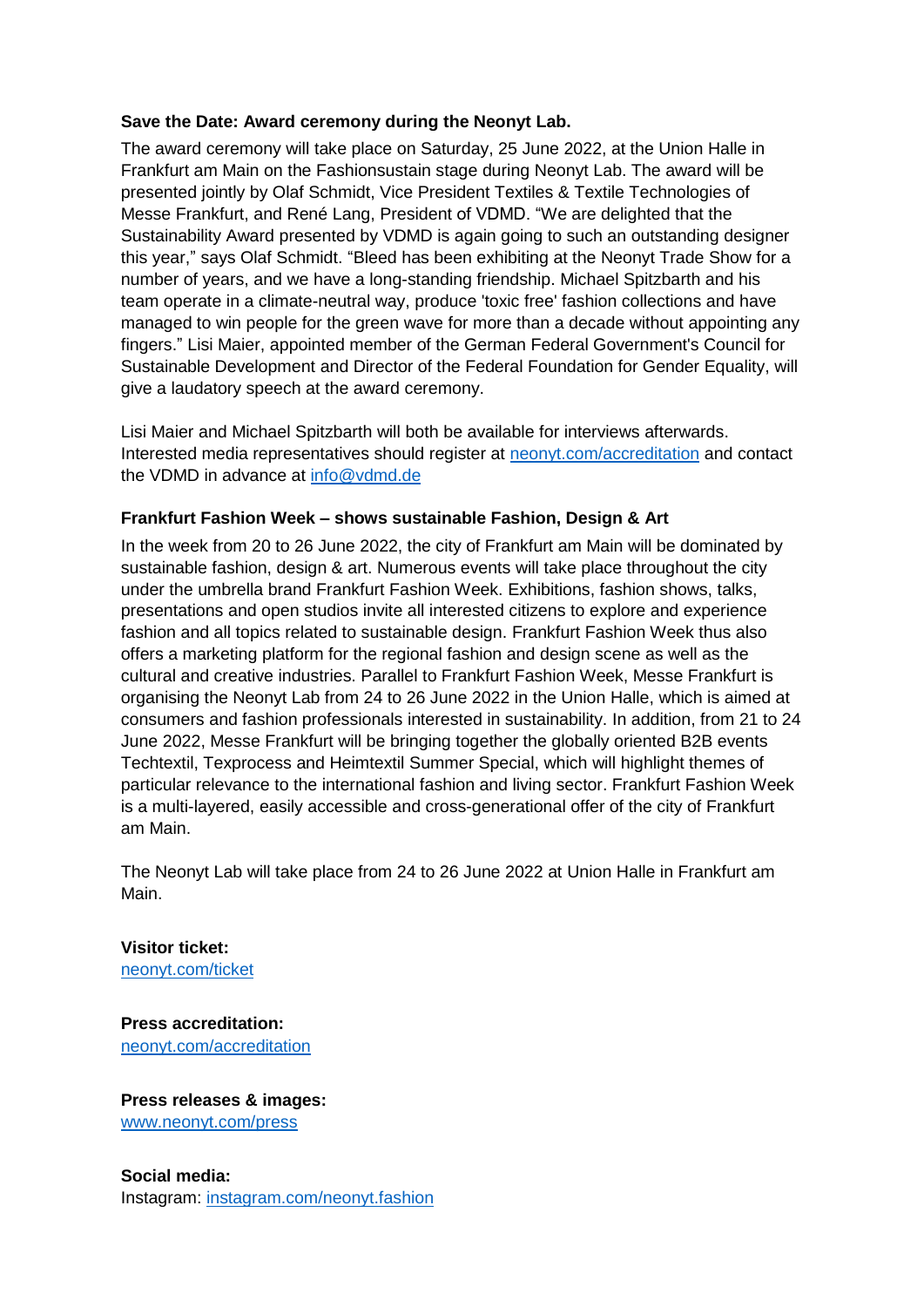**Save the Date: Award ceremony during the Neonyt Lab.**

The award ceremony will take place on Saturday, 25 June 2022, at the Union Halle in Frankfurt am Main on the Fashionsustain stage during Neonyt Lab. The award will be presented jointly by Olaf Schmidt, Vice President Textiles & Textile Technologies of Messe Frankfurt, and René Lang, President of VDMD. "We are delighted that the Sustainability Award presented by VDMD is again going to such an outstanding designer this year," says Olaf Schmidt. "Bleed has been exhibiting at the Neonyt Trade Show for a number of years, and we have a long-standing friendship. Michael Spitzbarth and his team operate in a climate-neutral way, produce 'toxic free' fashion collections and have managed to win people for the green wave for more than a decade without appointing any fingers." Lisi Maier, appointed member of the German Federal Government's Council for Sustainable Development and Director of the Federal Foundation for Gender Equality, will give a laudatory speech at the award ceremony.

Lisi Maier and Michael Spitzbarth will both be available for interviews afterwards. Interested media representatives should register at [neonyt.com/accreditation](neonyt.com/accreditation) and contact the VDMD in advance at [info@vdmd.de](mailto:info@vdmd.de)

**Frankfurt Fashion Week – shows sustainable Fashion, Design & Art**

In the week from 20 to 26 June 2022, the city of Frankfurt am Main will be dominated by sustainable fashion, design & art. Numerous events will take place throughout the city under the umbrella brand Frankfurt Fashion Week. Exhibitions, fashion shows, talks, presentations and open studios invite all interested citizens to explore and experience fashion and all topics related to sustainable design. Frankfurt Fashion Week thus also offers a marketing platform for the regional fashion and design scene as well as the cultural and creative industries. Parallel to Frankfurt Fashion Week, Messe Frankfurt is organising the Neonyt Lab from 24 to 26 June 2022 in the Union Halle, which is aimed at consumers and fashion professionals interested in sustainability. In addition, from 21 to 24 June 2022, Messe Frankfurt will be bringing together the globally oriented B2B events Techtextil, Texprocess and Heimtextil Summer Special, which will highlight themes of particular relevance to the international fashion and living sector. Frankfurt Fashion Week is a multi-layered, easily accessible and cross-generational offer of the city of Frankfurt am Main.

The Neonyt Lab will take place from 24 to 26 June 2022 at Union Halle in Frankfurt am Main.

**Visitor ticket:**
[neonyt.com/ticket](neonyt.com/ticket)

**Press accreditation:**
[neonyt.com/accreditation](neonyt.com/accreditation)

**Press releases & images:**
[www.neonyt.com/press](www.neonyt.com/press)

**Social media:**
Instagram: [instagram.com/neonyt.fashion](instagram.com/neonyt.fashion)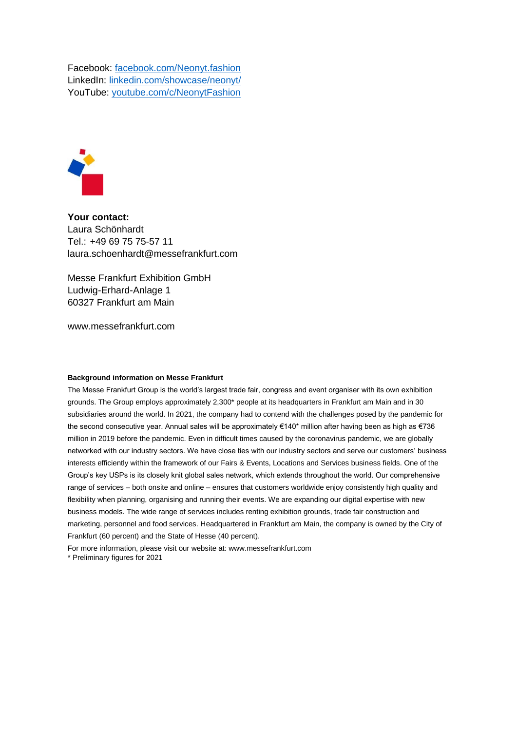Facebook: [facebook.com/Neonyt.fashion](https://facebook.com/Neonyt.fashion)
LinkedIn: [linkedin.com/showcase/neonyt/](https://linkedin.com/showcase/neonyt/)
YouTube: [youtube.com/c/NeonytFashion](https://youtube.com/c/NeonytFashion)

**Your contact:**
Laura Schönhardt
Tel.: +49 69 75 75-57 11
laura.schoenhardt@messefrankfurt.com

Messe Frankfurt Exhibition GmbH
Ludwig-Erhard-Anlage 1
60327 Frankfurt am Main

www.messefrankfurt.com

**Background information on Messe Frankfurt**

The Messe Frankfurt Group is the world's largest trade fair, congress and event organiser with its own exhibition grounds. The Group employs approximately 2,300* people at its headquarters in Frankfurt am Main and in 30 subsidiaries around the world. In 2021, the company had to contend with the challenges posed by the pandemic for the second consecutive year. Annual sales will be approximately €140* million after having been as high as €736 million in 2019 before the pandemic. Even in difficult times caused by the coronavirus pandemic, we are globally networked with our industry sectors. We have close ties with our industry sectors and serve our customers' business interests efficiently within the framework of our Fairs & Events, Locations and Services business fields. One of the Group's key USPs is its closely knit global sales network, which extends throughout the world. Our comprehensive range of services – both onsite and online – ensures that customers worldwide enjoy consistently high quality and flexibility when planning, organising and running their events. We are expanding our digital expertise with new business models. The wide range of services includes renting exhibition grounds, trade fair construction and marketing, personnel and food services. Headquartered in Frankfurt am Main, the company is owned by the City of Frankfurt (60 percent) and the State of Hesse (40 percent).

For more information, please visit our website at: www.messefrankfurt.com

\* Preliminary figures for 2021